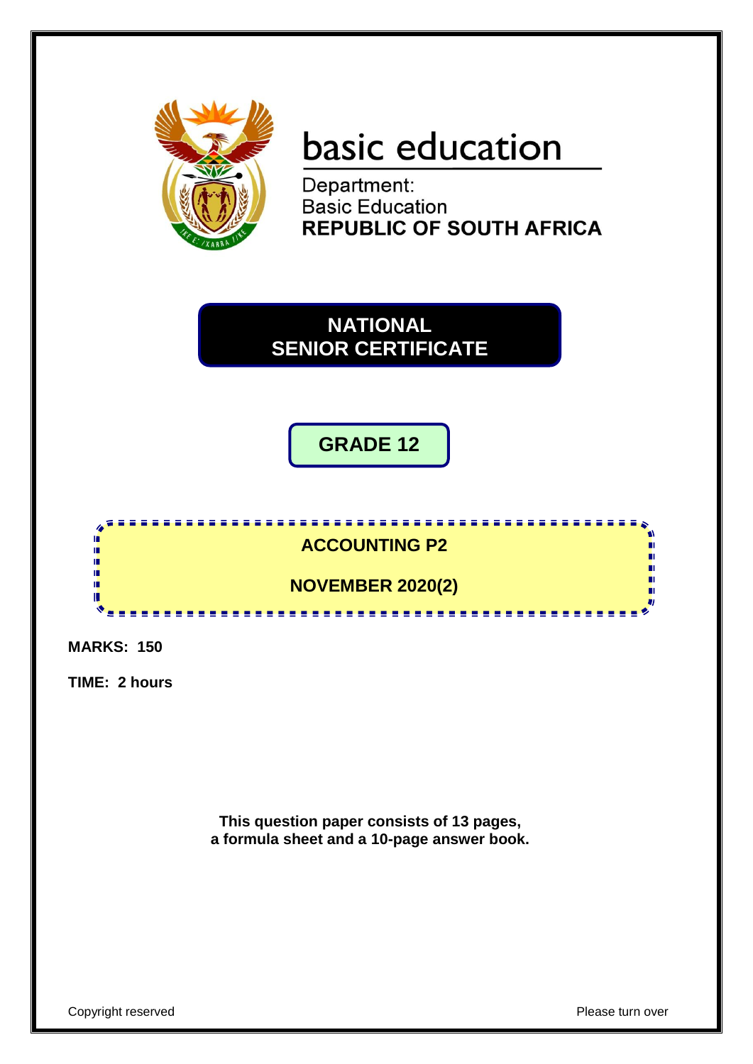basic education

Department:
Basic Education
**REPUBLIC OF SOUTH AFRICA**

# NATIONAL SENIOR CERTIFICATE

## GRADE 12

## ACCOUNTING P2

## NOVEMBER 2020(2)

**MARKS: 150**

**TIME: 2 hours**

**This question paper consists of 13 pages, a formula sheet and a 10-page answer book.**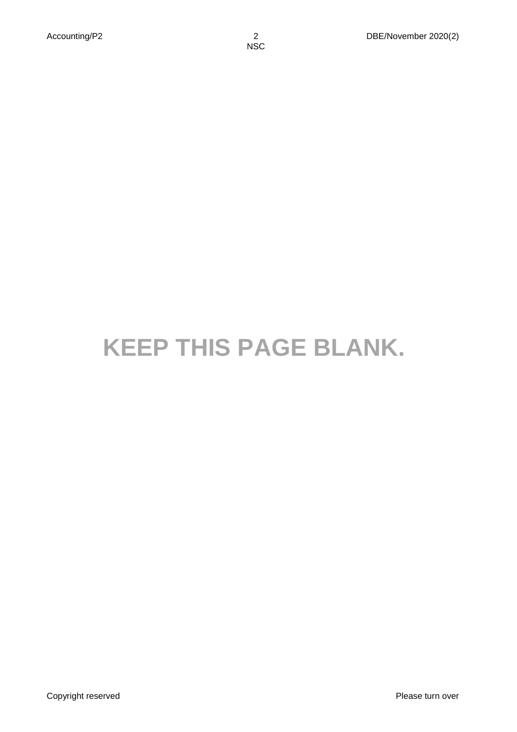**KEEP THIS PAGE BLANK.**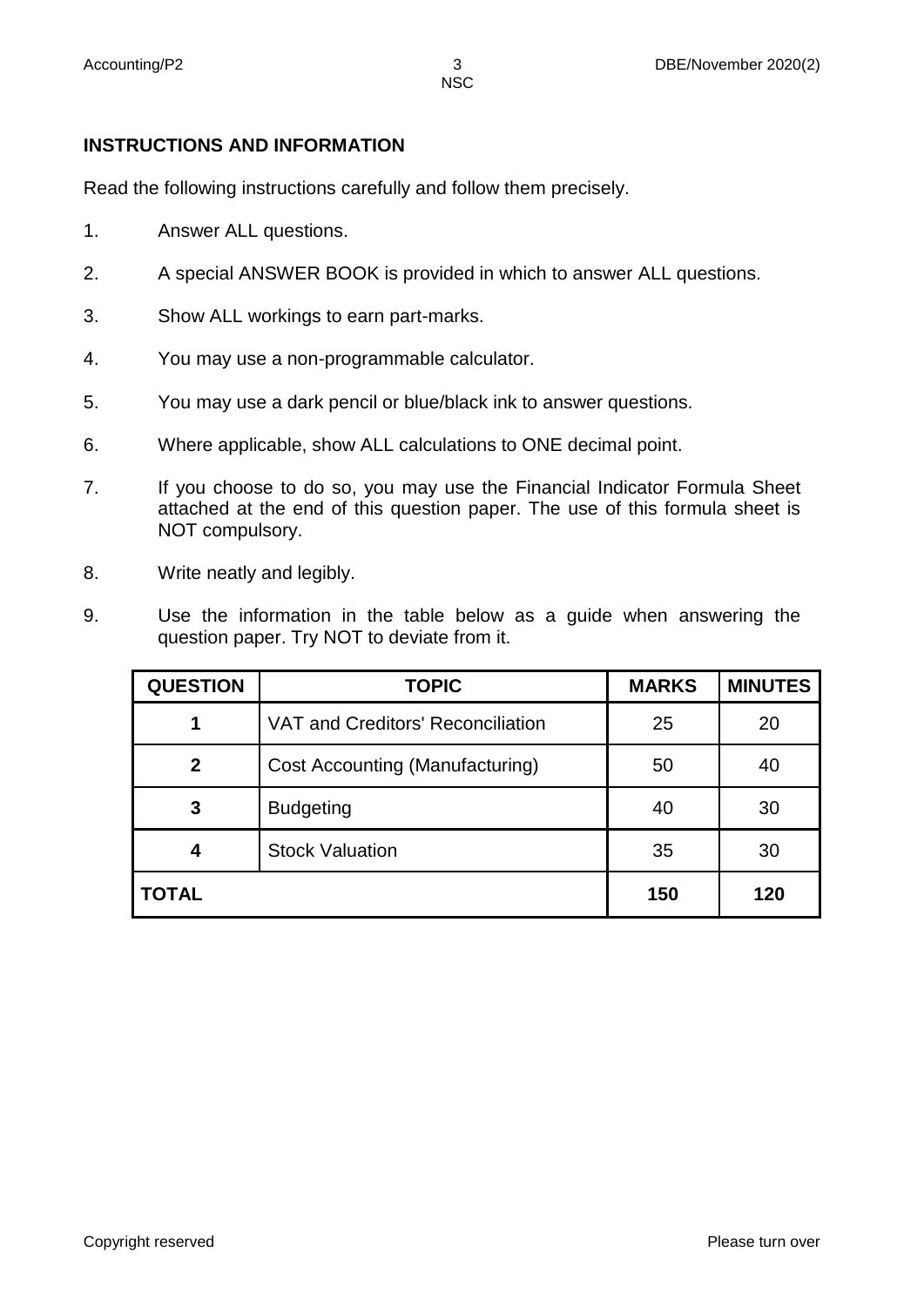## INSTRUCTIONS AND INFORMATION

Read the following instructions carefully and follow them precisely.

1. Answer ALL questions.
2. A special ANSWER BOOK is provided in which to answer ALL questions.
3. Show ALL workings to earn part-marks.
4. You may use a non-programmable calculator.
5. You may use a dark pencil or blue/black ink to answer questions.
6. Where applicable, show ALL calculations to ONE decimal point.
7. If you choose to do so, you may use the Financial Indicator Formula Sheet attached at the end of this question paper. The use of this formula sheet is NOT compulsory.
8. Write neatly and legibly.
9. Use the information in the table below as a guide when answering the question paper. Try NOT to deviate from it.

| QUESTION | TOPIC | MARKS | MINUTES |
|---|---|---|---|
| 1 | VAT and Creditors' Reconciliation | 25 | 20 |
| 2 | Cost Accounting (Manufacturing) | 50 | 40 |
| 3 | Budgeting | 40 | 30 |
| 4 | Stock Valuation | 35 | 30 |
| **TOTAL** | | **150** | **120** |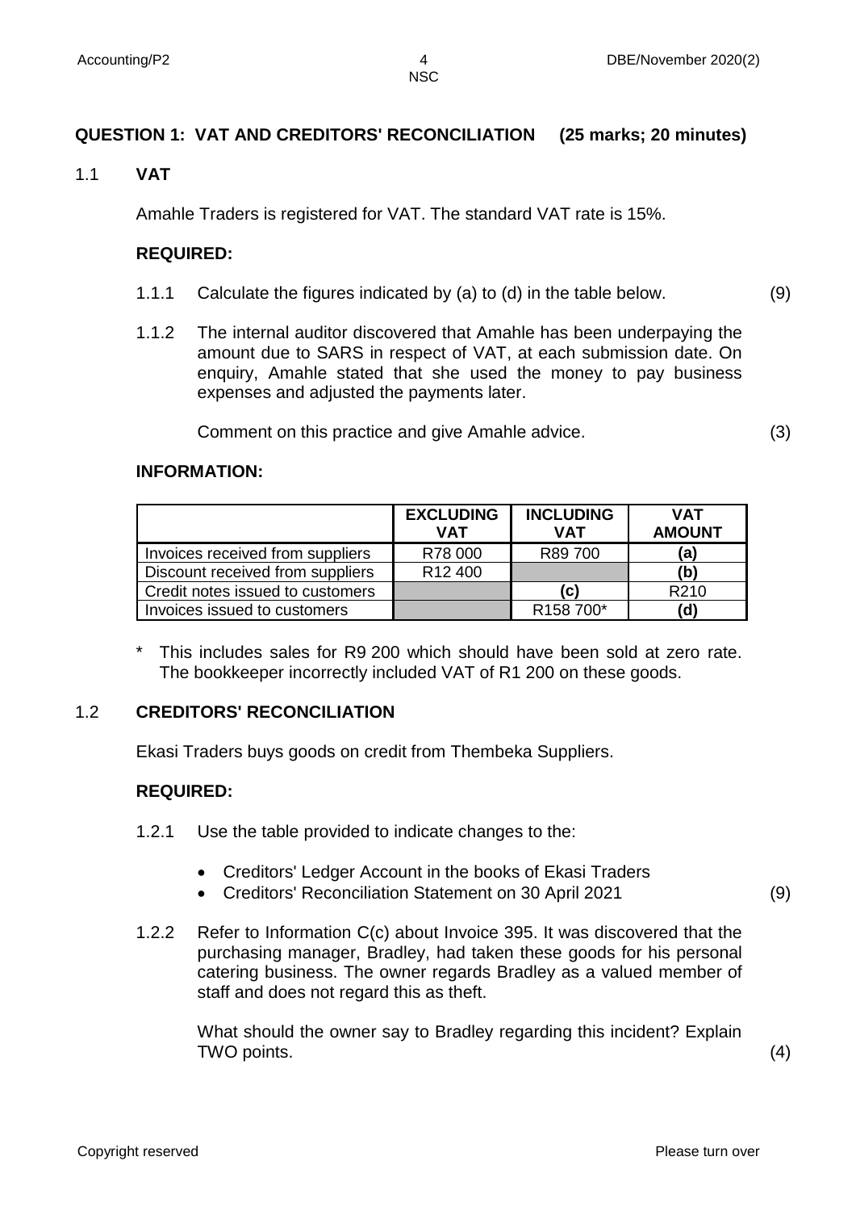## QUESTION 1: VAT AND CREDITORS' RECONCILIATION (25 marks; 20 minutes)

### 1.1 VAT

Amahle Traders is registered for VAT. The standard VAT rate is 15%.

**REQUIRED:**

1.1.1 Calculate the figures indicated by (a) to (d) in the table below. (9)

1.1.2 The internal auditor discovered that Amahle has been underpaying the amount due to SARS in respect of VAT, at each submission date. On enquiry, Amahle stated that she used the money to pay business expenses and adjusted the payments later.

Comment on this practice and give Amahle advice. (3)

**INFORMATION:**

| | EXCLUDING VAT | INCLUDING VAT | VAT AMOUNT |
|---|---|---|---|
| Invoices received from suppliers | R78 000 | R89 700 | **(a)** |
| Discount received from suppliers | R12 400 | | **(b)** |
| Credit notes issued to customers | | **(c)** | R210 |
| Invoices issued to customers | | R158 700* | **(d)** |

\* This includes sales for R9 200 which should have been sold at zero rate. The bookkeeper incorrectly included VAT of R1 200 on these goods.

### 1.2 CREDITORS' RECONCILIATION

Ekasi Traders buys goods on credit from Thembeka Suppliers.

**REQUIRED:**

1.2.1 Use the table provided to indicate changes to the:

- Creditors' Ledger Account in the books of Ekasi Traders
- Creditors' Reconciliation Statement on 30 April 2021 (9)

1.2.2 Refer to Information C(c) about Invoice 395. It was discovered that the purchasing manager, Bradley, had taken these goods for his personal catering business. The owner regards Bradley as a valued member of staff and does not regard this as theft.

What should the owner say to Bradley regarding this incident? Explain TWO points. (4)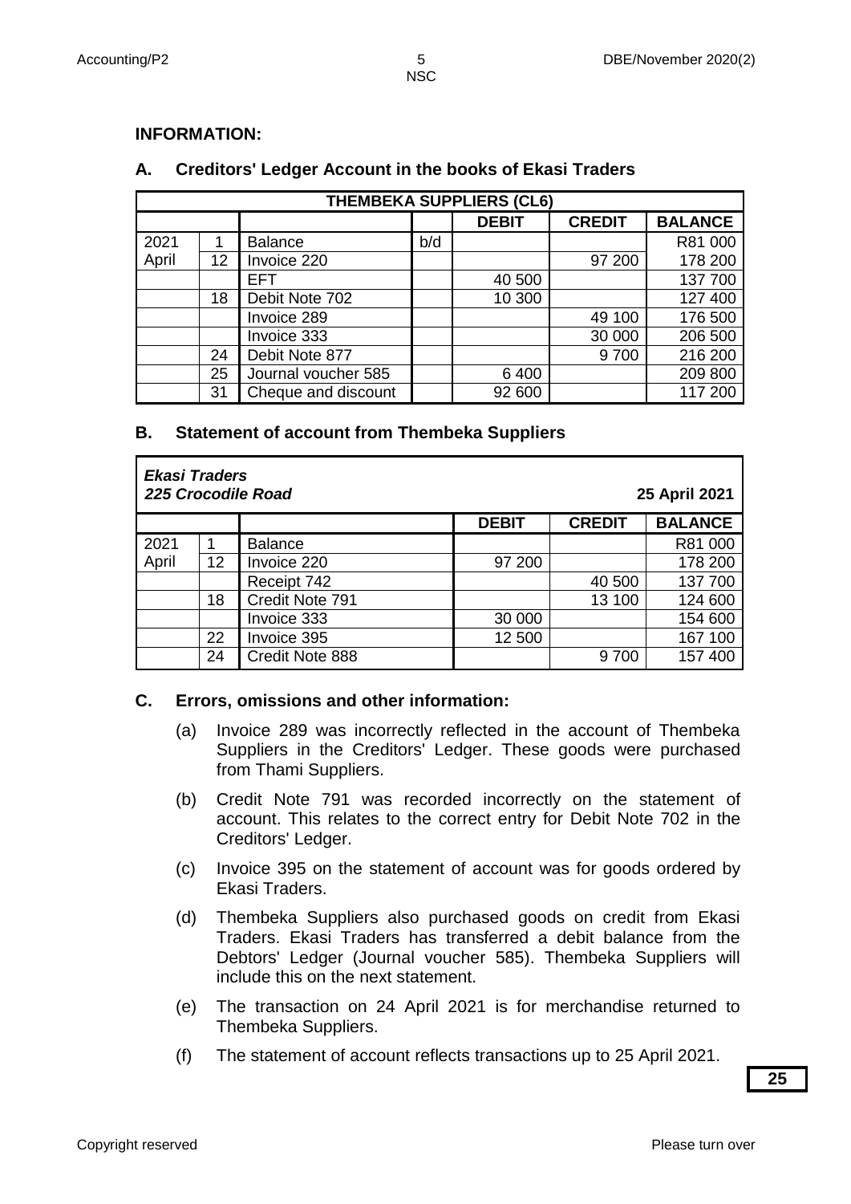**INFORMATION:**

**A. Creditors' Ledger Account in the books of Ekasi Traders**

| THEMBEKA SUPPLIERS (CL6) | | | | | | |
|---|---|---|---|---|---|---|
| | | | | **DEBIT** | **CREDIT** | **BALANCE** |
| 2021 | 1 | Balance | b/d | | | R81 000 |
| April | 12 | Invoice 220 | | | 97 200 | 178 200 |
| | | EFT | | 40 500 | | 137 700 |
| | 18 | Debit Note 702 | | 10 300 | | 127 400 |
| | | Invoice 289 | | | 49 100 | 176 500 |
| | | Invoice 333 | | | 30 000 | 206 500 |
| | 24 | Debit Note 877 | | | 9 700 | 216 200 |
| | 25 | Journal voucher 585 | | 6 400 | | 209 800 |
| | 31 | Cheque and discount | | 92 600 | | 117 200 |

**B. Statement of account from Thembeka Suppliers**

| ***Ekasi Traders*** ***225 Crocodile Road*** | | | | | **25 April 2021** |
|---|---|---|---|---|---|
| | | | **DEBIT** | **CREDIT** | **BALANCE** |
| 2021 | 1 | Balance | | | R81 000 |
| April | 12 | Invoice 220 | 97 200 | | 178 200 |
| | | Receipt 742 | | 40 500 | 137 700 |
| | 18 | Credit Note 791 | | 13 100 | 124 600 |
| | | Invoice 333 | 30 000 | | 154 600 |
| | 22 | Invoice 395 | 12 500 | | 167 100 |
| | 24 | Credit Note 888 | | 9 700 | 157 400 |

**C. Errors, omissions and other information:**

(a) Invoice 289 was incorrectly reflected in the account of Thembeka Suppliers in the Creditors' Ledger. These goods were purchased from Thami Suppliers.

(b) Credit Note 791 was recorded incorrectly on the statement of account. This relates to the correct entry for Debit Note 702 in the Creditors' Ledger.

(c) Invoice 395 on the statement of account was for goods ordered by Ekasi Traders.

(d) Thembeka Suppliers also purchased goods on credit from Ekasi Traders. Ekasi Traders has transferred a debit balance from the Debtors' Ledger (Journal voucher 585). Thembeka Suppliers will include this on the next statement.

(e) The transaction on 24 April 2021 is for merchandise returned to Thembeka Suppliers.

(f) The statement of account reflects transactions up to 25 April 2021.

**25**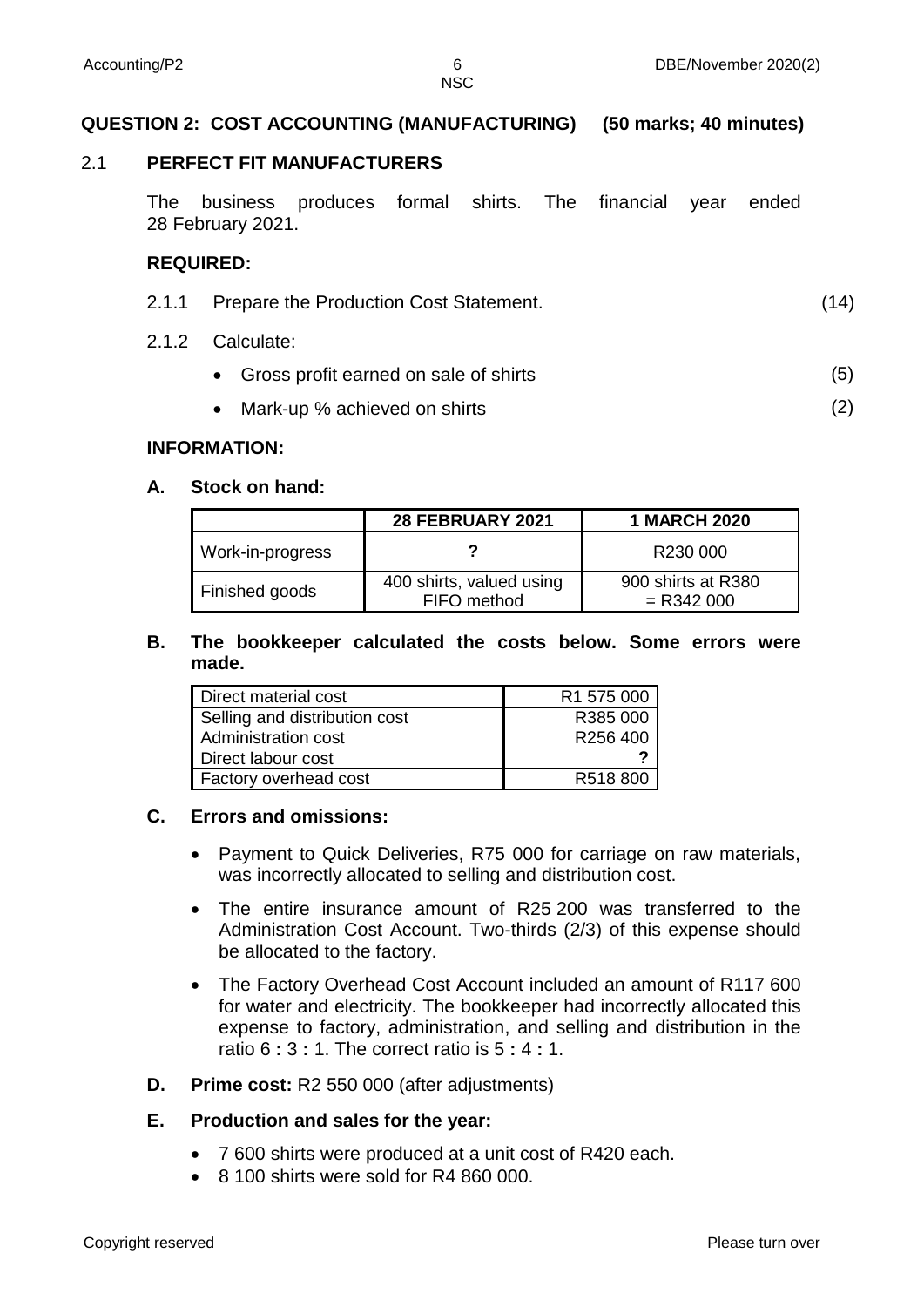**QUESTION 2: COST ACCOUNTING (MANUFACTURING) (50 marks; 40 minutes)**

## 2.1 PERFECT FIT MANUFACTURERS

The business produces formal shirts. The financial year ended 28 February 2021.

**REQUIRED:**

2.1.1 Prepare the Production Cost Statement. (14)

2.1.2 Calculate:

- Gross profit earned on sale of shirts (5)
- Mark-up % achieved on shirts (2)

**INFORMATION:**

**A. Stock on hand:**

| | **28 FEBRUARY 2021** | **1 MARCH 2020** |
|---|---|---|
| Work-in-progress | **?** | R230 000 |
| Finished goods | 400 shirts, valued using FIFO method | 900 shirts at R380 = R342 000 |

**B. The bookkeeper calculated the costs below. Some errors were made.**

| | |
|---|---|
| Direct material cost | R1 575 000 |
| Selling and distribution cost | R385 000 |
| Administration cost | R256 400 |
| Direct labour cost | **?** |
| Factory overhead cost | R518 800 |

**C. Errors and omissions:**

- Payment to Quick Deliveries, R75 000 for carriage on raw materials, was incorrectly allocated to selling and distribution cost.
- The entire insurance amount of R25 200 was transferred to the Administration Cost Account. Two-thirds (2/3) of this expense should be allocated to the factory.
- The Factory Overhead Cost Account included an amount of R117 600 for water and electricity. The bookkeeper had incorrectly allocated this expense to factory, administration, and selling and distribution in the ratio 6 **:** 3 **:** 1. The correct ratio is 5 **:** 4 **:** 1.

**D. Prime cost:** R2 550 000 (after adjustments)

**E. Production and sales for the year:**

- 7 600 shirts were produced at a unit cost of R420 each.
- 8 100 shirts were sold for R4 860 000.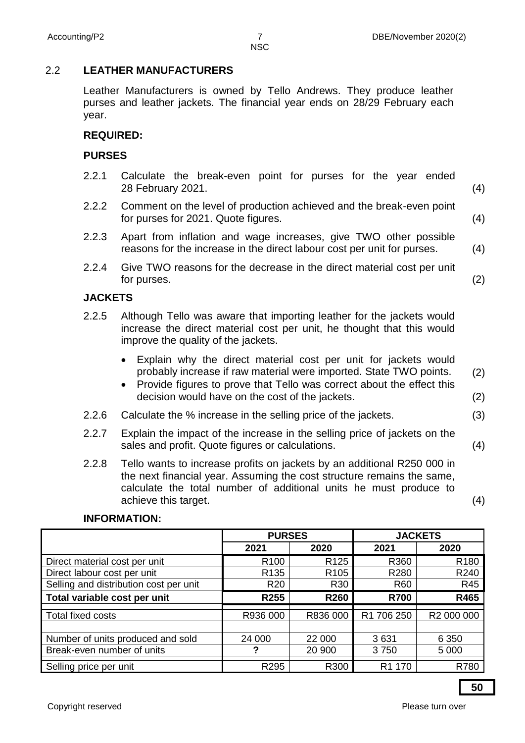## 2.2 LEATHER MANUFACTURERS

Leather Manufacturers is owned by Tello Andrews. They produce leather purses and leather jackets. The financial year ends on 28/29 February each year.

**REQUIRED:**

**PURSES**

2.2.1 Calculate the break-even point for purses for the year ended 28 February 2021. (4)

2.2.2 Comment on the level of production achieved and the break-even point for purses for 2021. Quote figures. (4)

2.2.3 Apart from inflation and wage increases, give TWO other possible reasons for the increase in the direct labour cost per unit for purses. (4)

2.2.4 Give TWO reasons for the decrease in the direct material cost per unit for purses. (2)

**JACKETS**

2.2.5 Although Tello was aware that importing leather for the jackets would increase the direct material cost per unit, he thought that this would improve the quality of the jackets.

- Explain why the direct material cost per unit for jackets would probably increase if raw material were imported. State TWO points. (2)
- Provide figures to prove that Tello was correct about the effect this decision would have on the cost of the jackets. (2)

2.2.6 Calculate the % increase in the selling price of the jackets. (3)

2.2.7 Explain the impact of the increase in the selling price of jackets on the sales and profit. Quote figures or calculations. (4)

2.2.8 Tello wants to increase profits on jackets by an additional R250 000 in the next financial year. Assuming the cost structure remains the same, calculate the total number of additional units he must produce to achieve this target. (4)

**INFORMATION:**

| | PURSES | | JACKETS | |
|---|---|---|---|---|
| | **2021** | **2020** | **2021** | **2020** |
| Direct material cost per unit | R100 | R125 | R360 | R180 |
| Direct labour cost per unit | R135 | R105 | R280 | R240 |
| Selling and distribution cost per unit | R20 | R30 | R60 | R45 |
| **Total variable cost per unit** | **R255** | **R260** | **R700** | **R465** |
| Total fixed costs | R936 000 | R836 000 | R1 706 250 | R2 000 000 |
| Number of units produced and sold | 24 000 | 22 000 | 3 631 | 6 350 |
| Break-even number of units | **?** | 20 900 | 3 750 | 5 000 |
| Selling price per unit | R295 | R300 | R1 170 | R780 |

**50**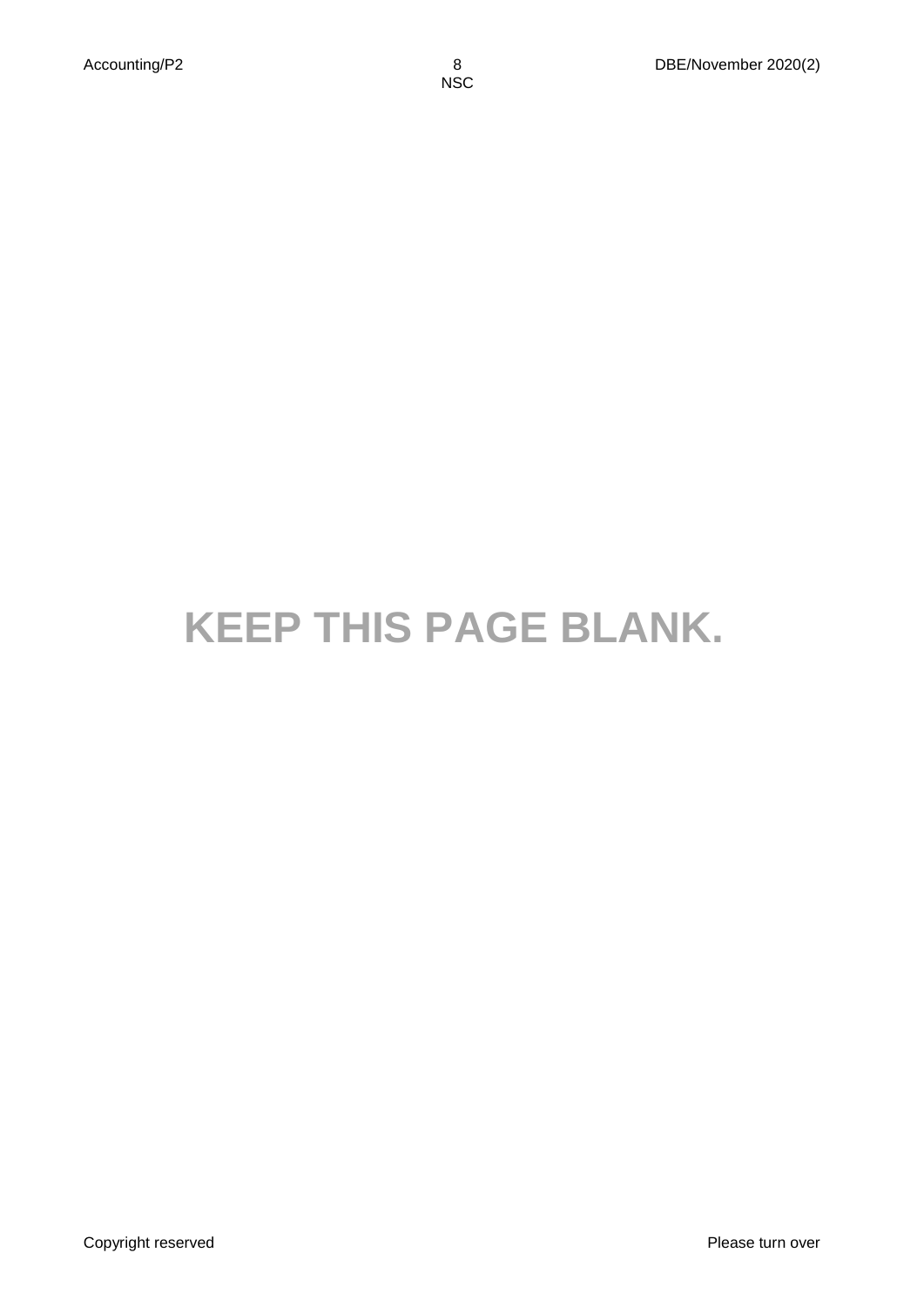**KEEP THIS PAGE BLANK.**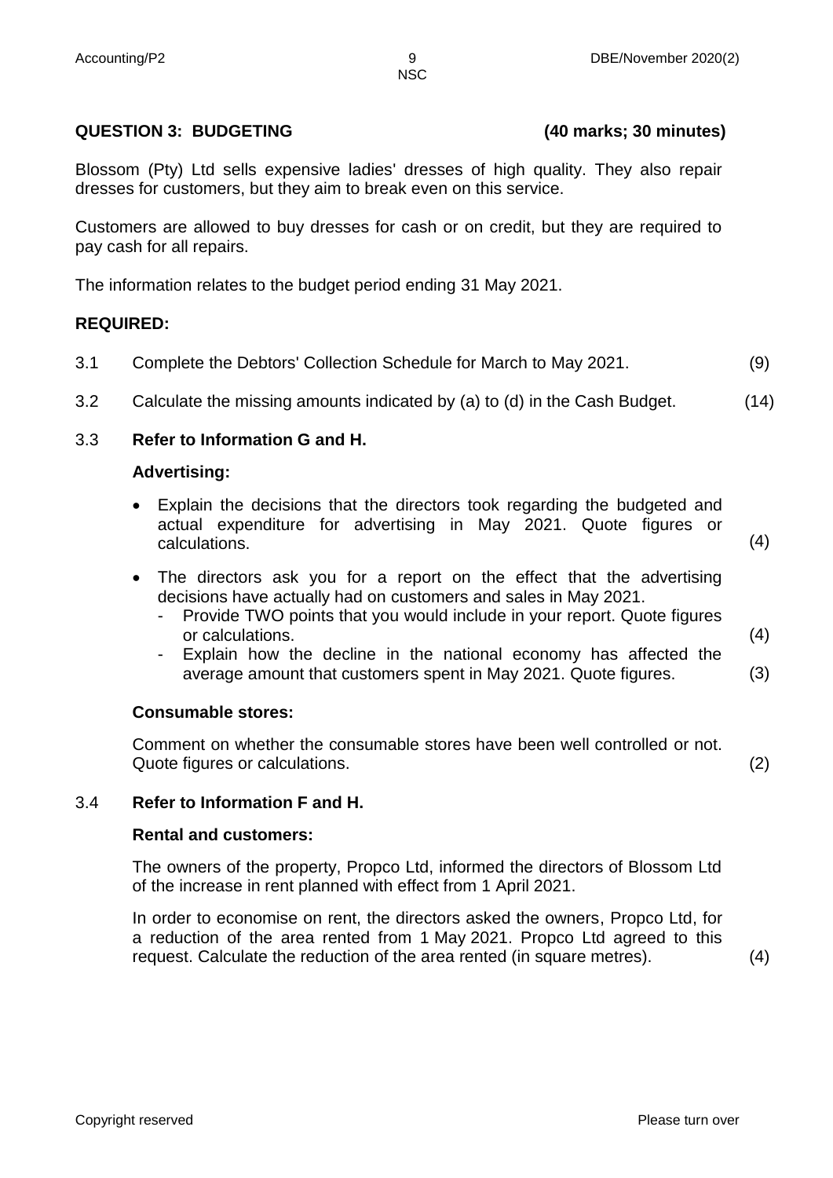## QUESTION 3: BUDGETING (40 marks; 30 minutes)

Blossom (Pty) Ltd sells expensive ladies' dresses of high quality. They also repair dresses for customers, but they aim to break even on this service.

Customers are allowed to buy dresses for cash or on credit, but they are required to pay cash for all repairs.

The information relates to the budget period ending 31 May 2021.

**REQUIRED:**

3.1 Complete the Debtors' Collection Schedule for March to May 2021. (9)

3.2 Calculate the missing amounts indicated by (a) to (d) in the Cash Budget. (14)

3.3 **Refer to Information G and H.**

**Advertising:**

- Explain the decisions that the directors took regarding the budgeted and actual expenditure for advertising in May 2021. Quote figures or calculations. (4)
- The directors ask you for a report on the effect that the advertising decisions have actually had on customers and sales in May 2021.
  - Provide TWO points that you would include in your report. Quote figures or calculations. (4)
  - Explain how the decline in the national economy has affected the average amount that customers spent in May 2021. Quote figures. (3)

**Consumable stores:**

Comment on whether the consumable stores have been well controlled or not. Quote figures or calculations. (2)

3.4 **Refer to Information F and H.**

**Rental and customers:**

The owners of the property, Propco Ltd, informed the directors of Blossom Ltd of the increase in rent planned with effect from 1 April 2021.

In order to economise on rent, the directors asked the owners, Propco Ltd, for a reduction of the area rented from 1 May 2021. Propco Ltd agreed to this request. Calculate the reduction of the area rented (in square metres). (4)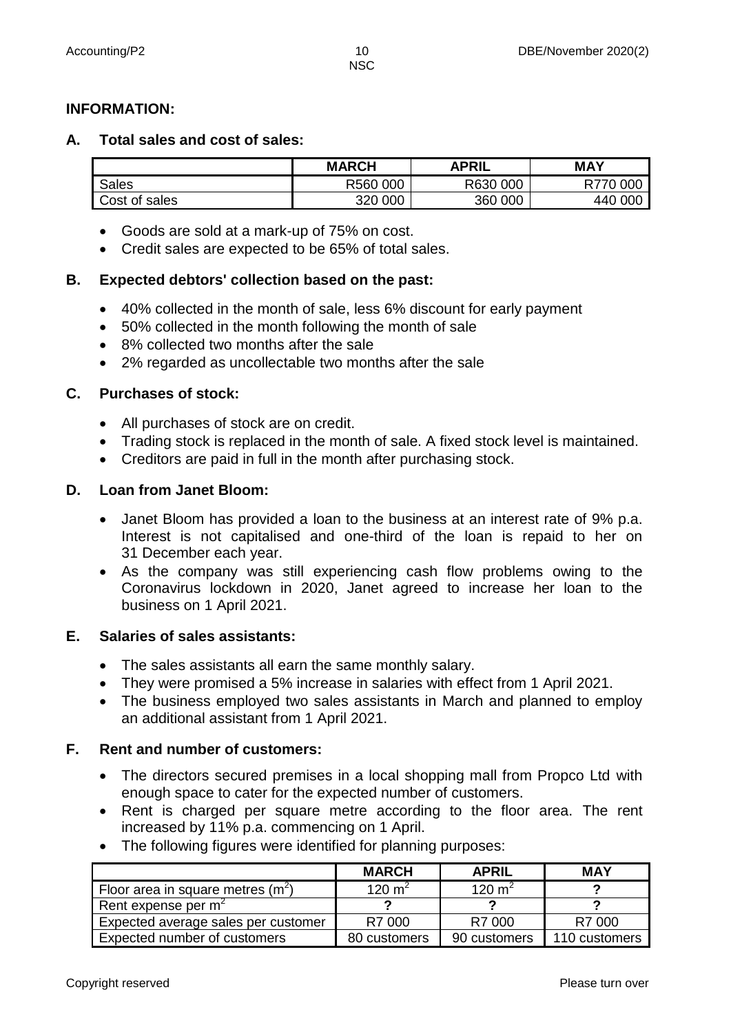## INFORMATION:

### A. Total sales and cost of sales:

| | MARCH | APRIL | MAY |
|---|---|---|---|
| Sales | R560 000 | R630 000 | R770 000 |
| Cost of sales | 320 000 | 360 000 | 440 000 |

- Goods are sold at a mark-up of 75% on cost.
- Credit sales are expected to be 65% of total sales.

### B. Expected debtors' collection based on the past:

- 40% collected in the month of sale, less 6% discount for early payment
- 50% collected in the month following the month of sale
- 8% collected two months after the sale
- 2% regarded as uncollectable two months after the sale

### C. Purchases of stock:

- All purchases of stock are on credit.
- Trading stock is replaced in the month of sale. A fixed stock level is maintained.
- Creditors are paid in full in the month after purchasing stock.

### D. Loan from Janet Bloom:

- Janet Bloom has provided a loan to the business at an interest rate of 9% p.a. Interest is not capitalised and one-third of the loan is repaid to her on 31 December each year.
- As the company was still experiencing cash flow problems owing to the Coronavirus lockdown in 2020, Janet agreed to increase her loan to the business on 1 April 2021.

### E. Salaries of sales assistants:

- The sales assistants all earn the same monthly salary.
- They were promised a 5% increase in salaries with effect from 1 April 2021.
- The business employed two sales assistants in March and planned to employ an additional assistant from 1 April 2021.

### F. Rent and number of customers:

- The directors secured premises in a local shopping mall from Propco Ltd with enough space to cater for the expected number of customers.
- Rent is charged per square metre according to the floor area. The rent increased by 11% p.a. commencing on 1 April.
- The following figures were identified for planning purposes:

| | MARCH | APRIL | MAY |
|---|---|---|---|
| Floor area in square metres ($m^2$) | 120 $m^2$ | 120 $m^2$ | ? |
| Rent expense per $m^2$ | ? | ? | ? |
| Expected average sales per customer | R7 000 | R7 000 | R7 000 |
| Expected number of customers | 80 customers | 90 customers | 110 customers |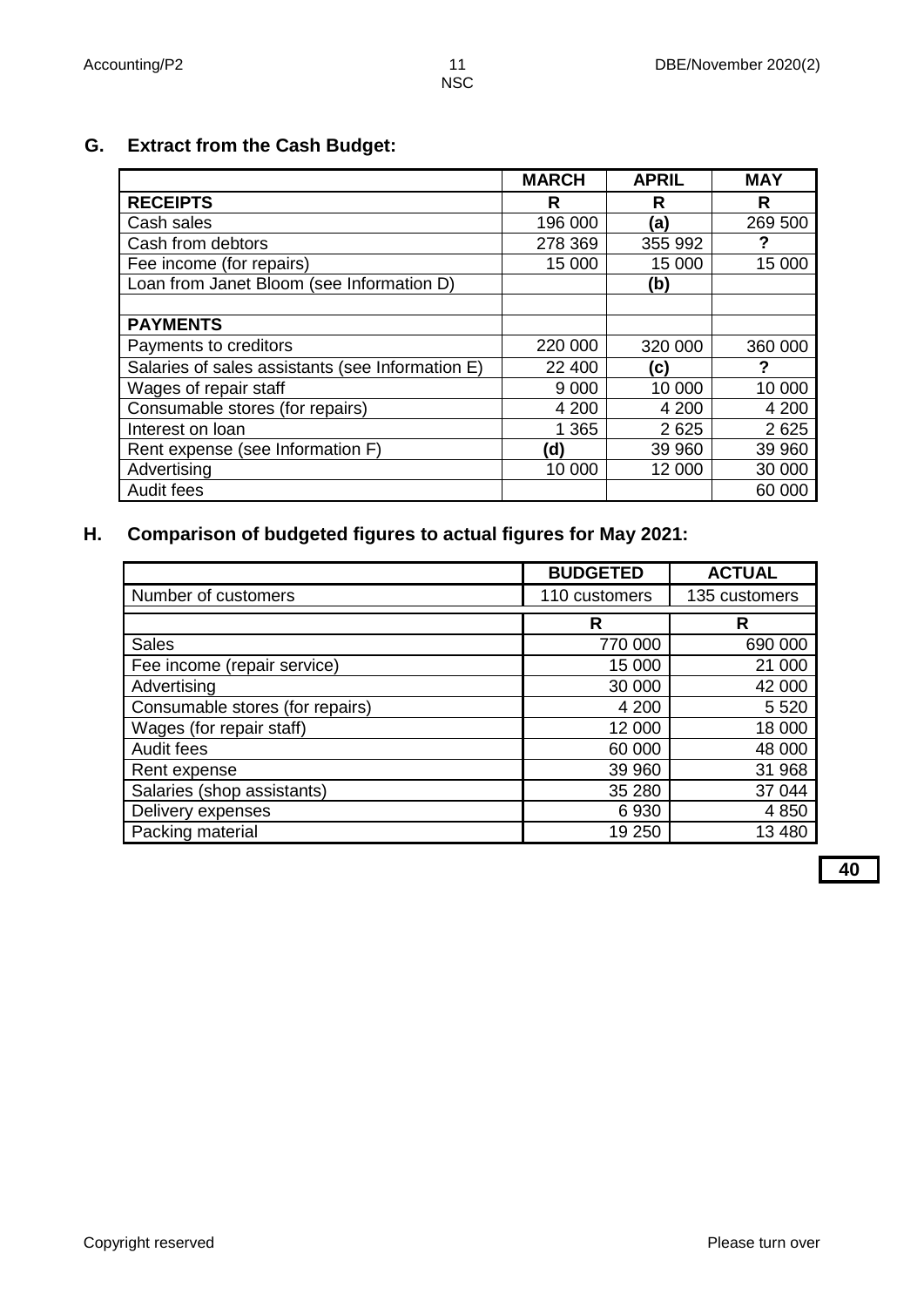## G. Extract from the Cash Budget:

| | MARCH | APRIL | MAY |
|---|---|---|---|
| **RECEIPTS** | **R** | **R** | **R** |
| Cash sales | 196 000 | **(a)** | 269 500 |
| Cash from debtors | 278 369 | 355 992 | **?** |
| Fee income (for repairs) | 15 000 | 15 000 | 15 000 |
| Loan from Janet Bloom (see Information D) | | **(b)** | |
| | | | |
| **PAYMENTS** | | | |
| Payments to creditors | 220 000 | 320 000 | 360 000 |
| Salaries of sales assistants (see Information E) | 22 400 | **(c)** | **?** |
| Wages of repair staff | 9 000 | 10 000 | 10 000 |
| Consumable stores (for repairs) | 4 200 | 4 200 | 4 200 |
| Interest on loan | 1 365 | 2 625 | 2 625 |
| Rent expense (see Information F) | **(d)** | 39 960 | 39 960 |
| Advertising | 10 000 | 12 000 | 30 000 |
| Audit fees | | | 60 000 |

## H. Comparison of budgeted figures to actual figures for May 2021:

| | BUDGETED | ACTUAL |
|---|---|---|
| Number of customers | 110 customers | 135 customers |
| | **R** | **R** |
| Sales | 770 000 | 690 000 |
| Fee income (repair service) | 15 000 | 21 000 |
| Advertising | 30 000 | 42 000 |
| Consumable stores (for repairs) | 4 200 | 5 520 |
| Wages (for repair staff) | 12 000 | 18 000 |
| Audit fees | 60 000 | 48 000 |
| Rent expense | 39 960 | 31 968 |
| Salaries (shop assistants) | 35 280 | 37 044 |
| Delivery expenses | 6 930 | 4 850 |
| Packing material | 19 250 | 13 480 |

**40**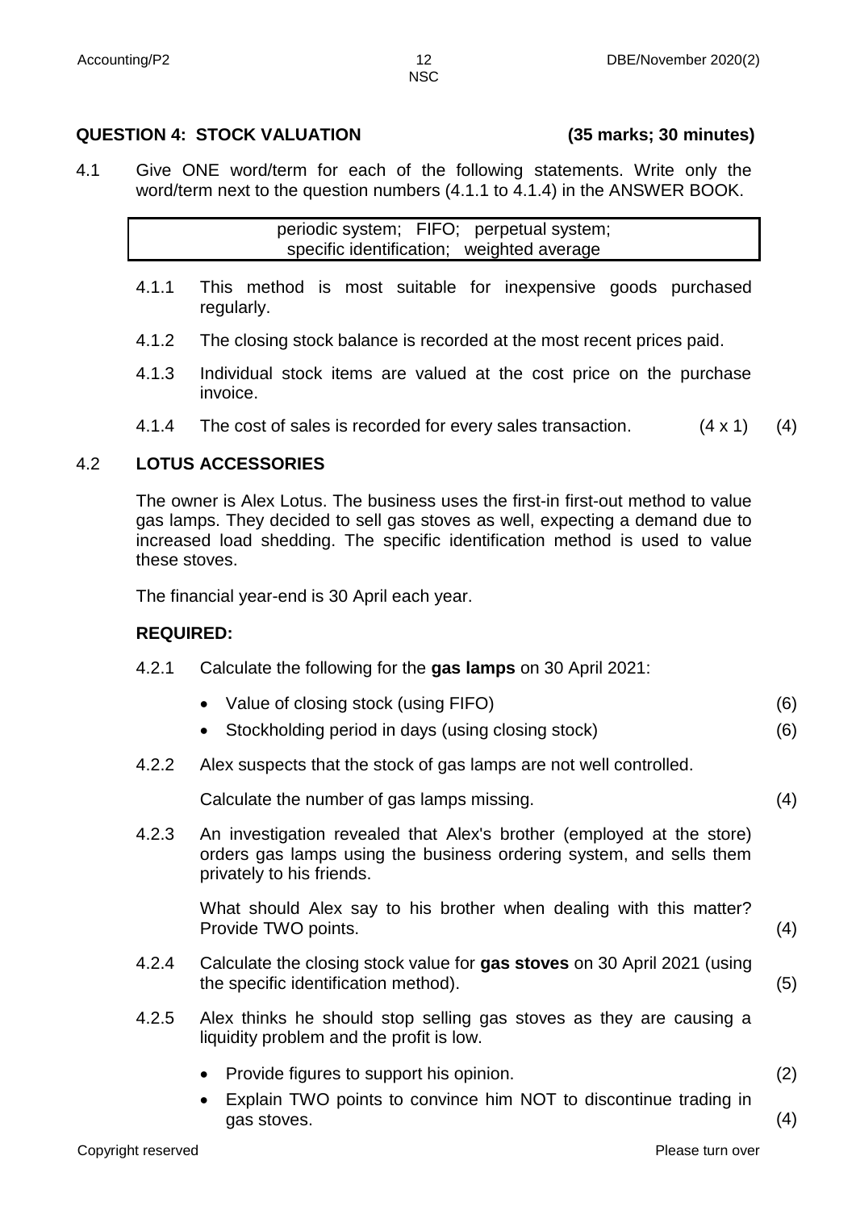## QUESTION 4: STOCK VALUATION (35 marks; 30 minutes)

4.1 Give ONE word/term for each of the following statements. Write only the word/term next to the question numbers (4.1.1 to 4.1.4) in the ANSWER BOOK.

| periodic system; FIFO; perpetual system; specific identification; weighted average |
|---|

4.1.1 This method is most suitable for inexpensive goods purchased regularly.

4.1.2 The closing stock balance is recorded at the most recent prices paid.

4.1.3 Individual stock items are valued at the cost price on the purchase invoice.

4.1.4 The cost of sales is recorded for every sales transaction. (4 x 1) (4)

### 4.2 LOTUS ACCESSORIES

The owner is Alex Lotus. The business uses the first-in first-out method to value gas lamps. They decided to sell gas stoves as well, expecting a demand due to increased load shedding. The specific identification method is used to value these stoves.

The financial year-end is 30 April each year.

**REQUIRED:**

4.2.1 Calculate the following for the **gas lamps** on 30 April 2021:

- Value of closing stock (using FIFO) (6)
- Stockholding period in days (using closing stock) (6)

4.2.2 Alex suspects that the stock of gas lamps are not well controlled.

Calculate the number of gas lamps missing. (4)

4.2.3 An investigation revealed that Alex's brother (employed at the store) orders gas lamps using the business ordering system, and sells them privately to his friends.

What should Alex say to his brother when dealing with this matter? Provide TWO points. (4)

4.2.4 Calculate the closing stock value for **gas stoves** on 30 April 2021 (using the specific identification method). (5)

4.2.5 Alex thinks he should stop selling gas stoves as they are causing a liquidity problem and the profit is low.

- Provide figures to support his opinion. (2)
- Explain TWO points to convince him NOT to discontinue trading in gas stoves. (4)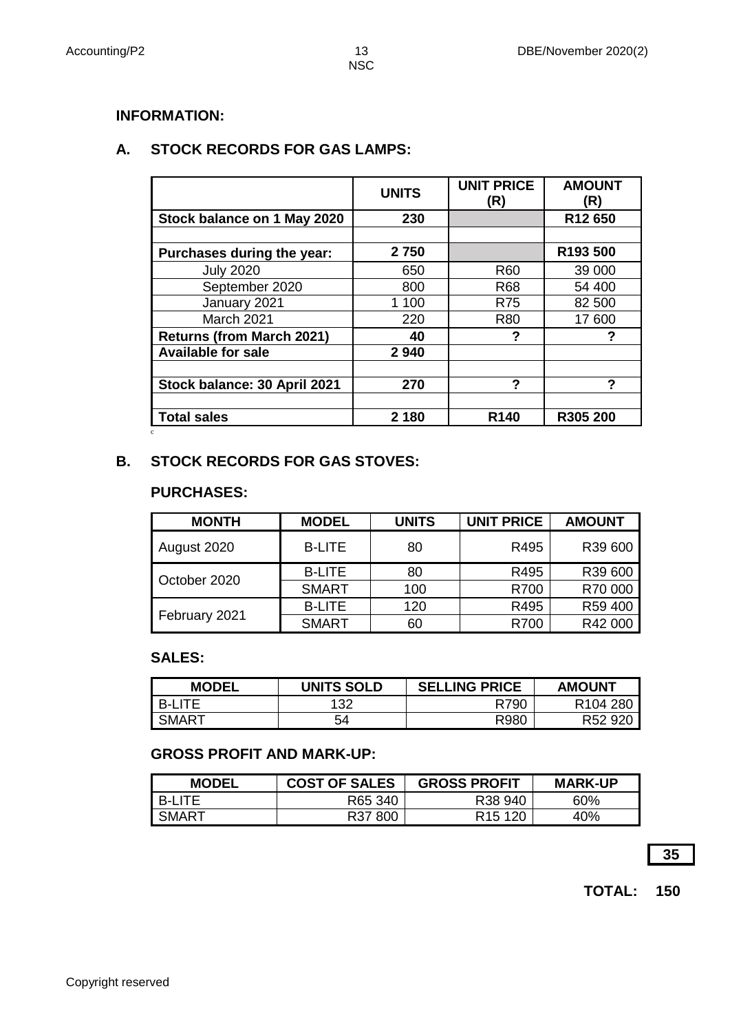**INFORMATION:**

**A. STOCK RECORDS FOR GAS LAMPS:**

| | UNITS | UNIT PRICE (R) | AMOUNT (R) |
|---|---|---|---|
| **Stock balance on 1 May 2020** | **230** | | **R12 650** |
| | | | |
| **Purchases during the year:** | **2 750** | | **R193 500** |
| July 2020 | 650 | R60 | 39 000 |
| September 2020 | 800 | R68 | 54 400 |
| January 2021 | 1 100 | R75 | 82 500 |
| March 2021 | 220 | R80 | 17 600 |
| **Returns (from March 2021)** | **40** | **?** | **?** |
| **Available for sale** | **2 940** | | |
| | | | |
| **Stock balance: 30 April 2021** | **270** | **?** | **?** |
| | | | |
| **Total sales** | **2 180** | **R140** | **R305 200** |

**B. STOCK RECORDS FOR GAS STOVES:**

**PURCHASES:**

| MONTH | MODEL | UNITS | UNIT PRICE | AMOUNT |
|---|---|---|---|---|
| August 2020 | B-LITE | 80 | R495 | R39 600 |
| October 2020 | B-LITE | 80 | R495 | R39 600 |
| | SMART | 100 | R700 | R70 000 |
| February 2021 | B-LITE | 120 | R495 | R59 400 |
| | SMART | 60 | R700 | R42 000 |

**SALES:**

| MODEL | UNITS SOLD | SELLING PRICE | AMOUNT |
|---|---|---|---|
| B-LITE | 132 | R790 | R104 280 |
| SMART | 54 | R980 | R52 920 |

**GROSS PROFIT AND MARK-UP:**

| MODEL | COST OF SALES | GROSS PROFIT | MARK-UP |
|---|---|---|---|
| B-LITE | R65 340 | R38 940 | 60% |
| SMART | R37 800 | R15 120 | 40% |

**35**

**TOTAL: 150**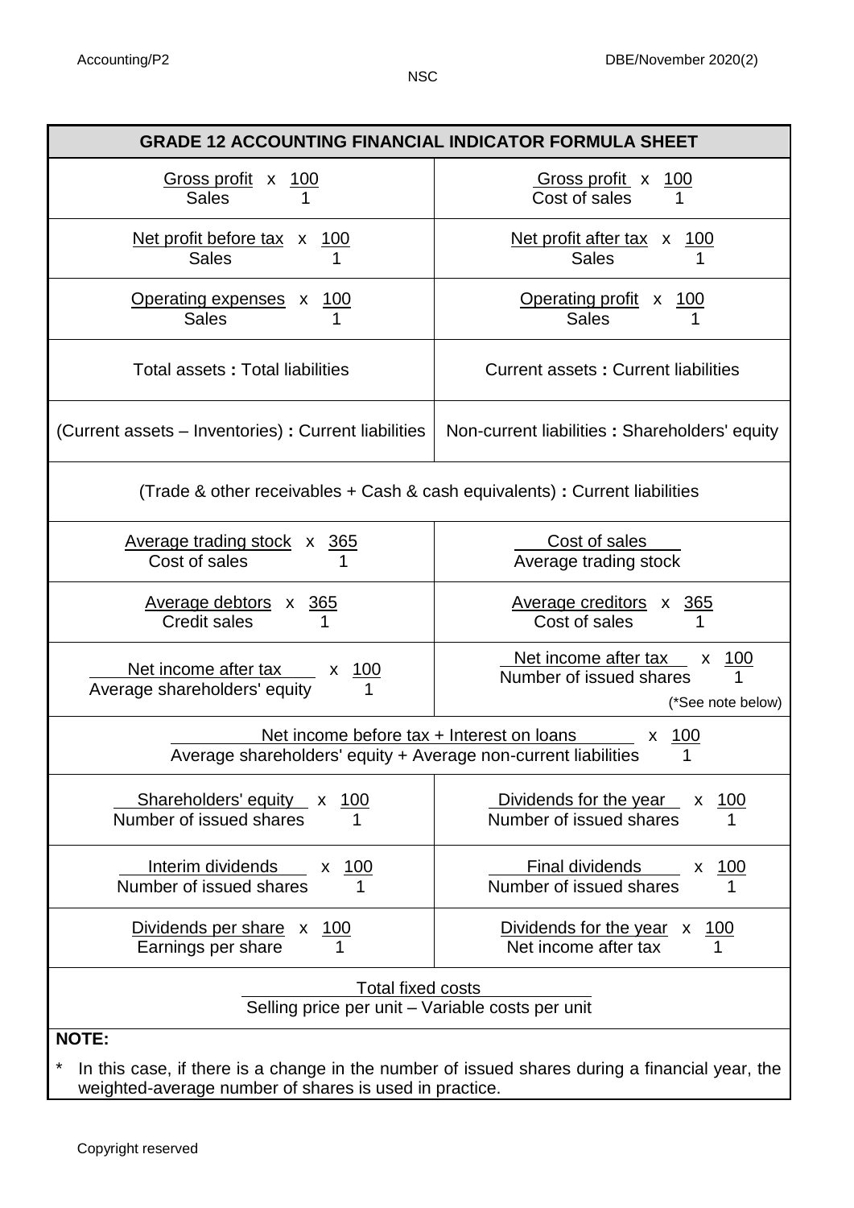## GRADE 12 ACCOUNTING FINANCIAL INDICATOR FORMULA SHEET

| | |
|---|---|
| $\frac{\text{Gross profit}}{\text{Sales}} \times \frac{100}{1}$ | $\frac{\text{Gross profit}}{\text{Cost of sales}} \times \frac{100}{1}$ |
| $\frac{\text{Net profit before tax}}{\text{Sales}} \times \frac{100}{1}$ | $\frac{\text{Net profit after tax}}{\text{Sales}} \times \frac{100}{1}$ |
| $\frac{\text{Operating expenses}}{\text{Sales}} \times \frac{100}{1}$ | $\frac{\text{Operating profit}}{\text{Sales}} \times \frac{100}{1}$ |
| Total assets **:** Total liabilities | Current assets **:** Current liabilities |
| (Current assets – Inventories) **:** Current liabilities | Non-current liabilities **:** Shareholders' equity |
| (Trade & other receivables + Cash & cash equivalents) **:** Current liabilities | |
| $\frac{\text{Average trading stock}}{\text{Cost of sales}} \times \frac{365}{1}$ | $\frac{\text{Cost of sales}}{\text{Average trading stock}}$ |
| $\frac{\text{Average debtors}}{\text{Credit sales}} \times \frac{365}{1}$ | $\frac{\text{Average creditors}}{\text{Cost of sales}} \times \frac{365}{1}$ |
| $\frac{\text{Net income after tax}}{\text{Average shareholders' equity}} \times \frac{100}{1}$ | $\frac{\text{Net income after tax}}{\text{Number of issued shares}} \times \frac{100}{1}$ (*See note below) |
| $\frac{\text{Net income before tax + Interest on loans}}{\text{Average shareholders' equity + Average non-current liabilities}} \times \frac{100}{1}$ | |
| $\frac{\text{Shareholders' equity}}{\text{Number of issued shares}} \times \frac{100}{1}$ | $\frac{\text{Dividends for the year}}{\text{Number of issued shares}} \times \frac{100}{1}$ |
| $\frac{\text{Interim dividends}}{\text{Number of issued shares}} \times \frac{100}{1}$ | $\frac{\text{Final dividends}}{\text{Number of issued shares}} \times \frac{100}{1}$ |
| $\frac{\text{Dividends per share}}{\text{Earnings per share}} \times \frac{100}{1}$ | $\frac{\text{Dividends for the year}}{\text{Net income after tax}} \times \frac{100}{1}$ |
| $\frac{\text{Total fixed costs}}{\text{Selling price per unit – Variable costs per unit}}$ | |

**NOTE:**

* In this case, if there is a change in the number of issued shares during a financial year, the weighted-average number of shares is used in practice.